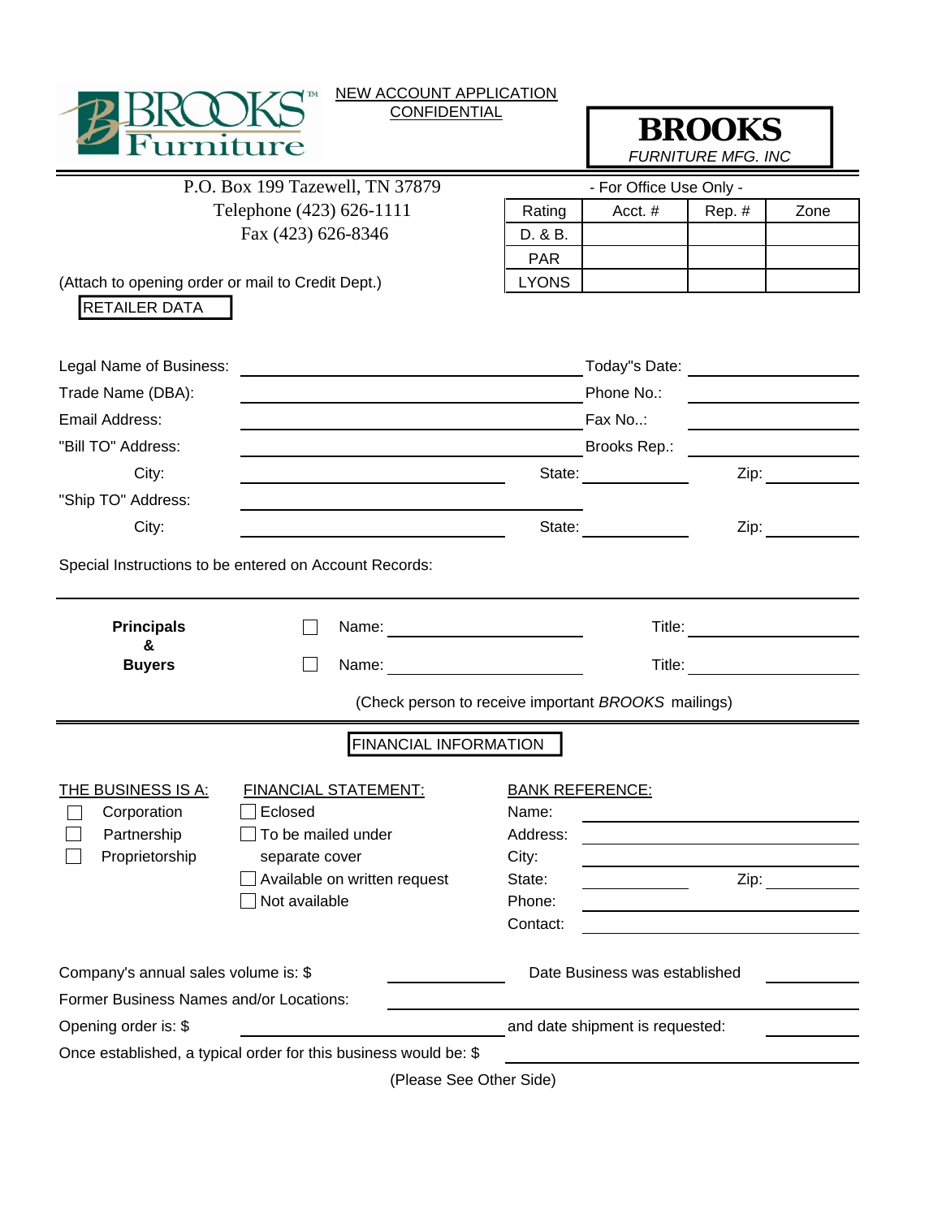BROOKS Furniture

NEW ACCOUNT APPLICATION
CONFIDENTIAL

**BROOKS**
*FURNITURE MFG. INC*

P.O. Box 199 Tazewell, TN 37879
Telephone (423) 626-1111
Fax (423) 626-8346

- For Office Use Only -

| Rating | Acct. # | Rep. # | Zone |
|---|---|---|---|
| D. & B. | | | |
| PAR | | | |
| LYONS | | | |

(Attach to opening order or mail to Credit Dept.)

## RETAILER DATA

Legal Name of Business: ____________________ Today"s Date: ____________________

Trade Name (DBA): ____________________ Phone No.: ____________________

Email Address: ____________________ Fax No..: ____________________

"Bill TO" Address: ____________________ Brooks Rep.: ____________________

City: ____________________ State: __________ Zip: __________

"Ship TO" Address: ____________________

City: ____________________ State: __________ Zip: __________

Special Instructions to be entered on Account Records:

**Principals & Buyers**

☐ Name: ____________________ Title: ____________________

☐ Name: ____________________ Title: ____________________

(Check person to receive important *BROOKS* mailings)

## FINANCIAL INFORMATION

THE BUSINESS IS A:
- ☐ Corporation
- ☐ Partnership
- ☐ Proprietorship

FINANCIAL STATEMENT:
- ☐ Eclosed
- ☐ To be mailed under separate cover
- ☐ Available on written request
- ☐ Not available

BANK REFERENCE:
- Name:
- Address: ____________________
- City: ____________________
- State: __________ Zip: __________
- Phone: ____________________
- Contact: ____________________

Company's annual sales volume is: $ __________ Date Business was established __________

Former Business Names and/or Locations: ____________________

Opening order is: $ __________ and date shipment is requested: __________

Once established, a typical order for this business would be: $ ____________________

(Please See Other Side)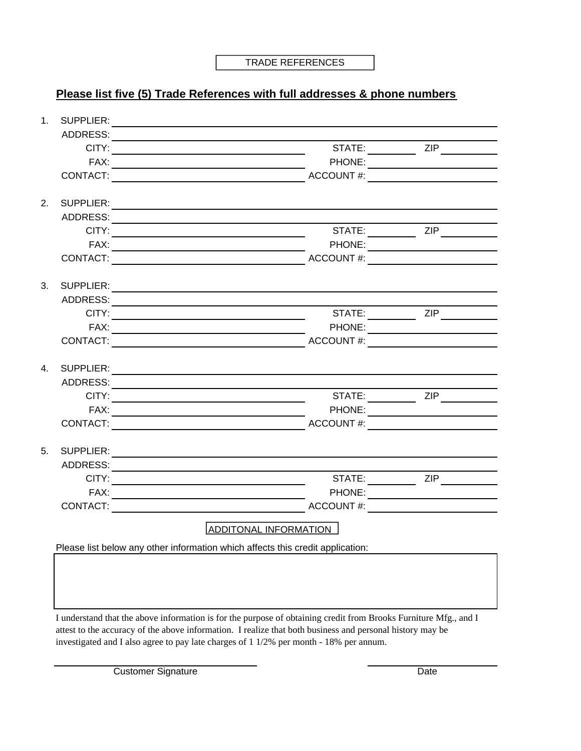## TRADE REFERENCES

**Please list five (5) Trade References with full addresses & phone numbers**

1. SUPPLIER: ____________________
   ADDRESS: ____________________
   CITY: ____________________ STATE: ________ ZIP ________
   FAX: ____________________ PHONE: ____________________
   CONTACT: ____________________ ACCOUNT #: ____________________

2. SUPPLIER: ____________________
   ADDRESS: ____________________
   CITY: ____________________ STATE: ________ ZIP ________
   FAX: ____________________ PHONE: ____________________
   CONTACT: ____________________ ACCOUNT #: ____________________

3. SUPPLIER: ____________________
   ADDRESS: ____________________
   CITY: ____________________ STATE: ________ ZIP ________
   FAX: ____________________ PHONE: ____________________
   CONTACT: ____________________ ACCOUNT #: ____________________

4. SUPPLIER: ____________________
   ADDRESS: ____________________
   CITY: ____________________ STATE: ________ ZIP ________
   FAX: ____________________ PHONE: ____________________
   CONTACT: ____________________ ACCOUNT #: ____________________

5. SUPPLIER: ____________________
   ADDRESS: ____________________
   CITY: ____________________ STATE: ________ ZIP ________
   FAX: ____________________ PHONE: ____________________
   CONTACT: ____________________ ACCOUNT #: ____________________

## ADDITONAL INFORMATION

Please list below any other information which affects this credit application:

I understand that the above information is for the purpose of obtaining credit from Brooks Furniture Mfg., and I attest to the accuracy of the above information. I realize that both business and personal history may be investigated and I also agree to pay late charges of 1 1/2% per month - 18% per annum.

____________________ Customer Signature

____________________ Date